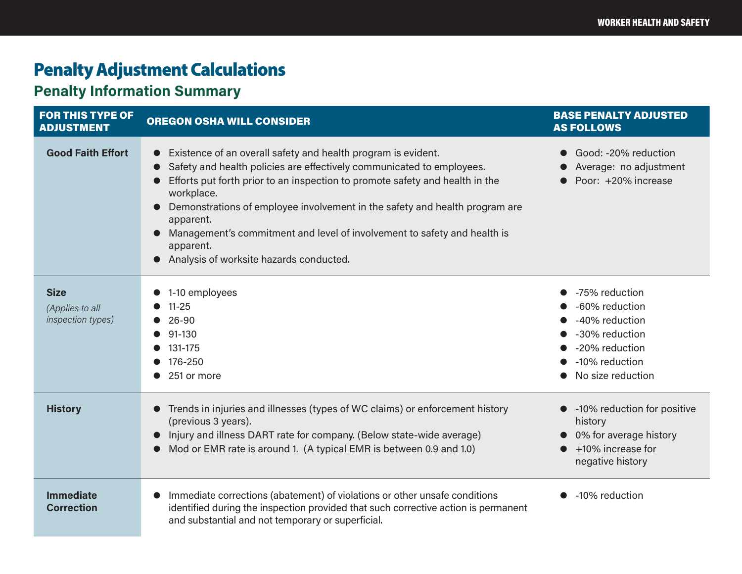# Penalty Adjustment Calculations

## Penalty Information Summary

| FOR THIS TYPE OF ADJUSTMENT | OREGON OSHA WILL CONSIDER | BASE PENALTY ADJUSTED AS FOLLOWS |
|---|---|---|
| **Good Faith Effort** | • Existence of an overall safety and health program is evident.<br>• Safety and health policies are effectively communicated to employees.<br>• Efforts put forth prior to an inspection to promote safety and health in the workplace.<br>• Demonstrations of employee involvement in the safety and health program are apparent.<br>• Management's commitment and level of involvement to safety and health is apparent.<br>• Analysis of worksite hazards conducted. | • Good: -20% reduction<br>• Average: no adjustment<br>• Poor: +20% increase |
| **Size**<br>*(Applies to all inspection types)* | • 1-10 employees<br>• 11-25<br>• 26-90<br>• 91-130<br>• 131-175<br>• 176-250<br>• 251 or more | • -75% reduction<br>• -60% reduction<br>• -40% reduction<br>• -30% reduction<br>• -20% reduction<br>• -10% reduction<br>• No size reduction |
| **History** | • Trends in injuries and illnesses (types of WC claims) or enforcement history (previous 3 years).<br>• Injury and illness DART rate for company. (Below state-wide average)<br>• Mod or EMR rate is around 1. (A typical EMR is between 0.9 and 1.0) | • -10% reduction for positive history<br>• 0% for average history<br>• +10% increase for negative history |
| **Immediate Correction** | • Immediate corrections (abatement) of violations or other unsafe conditions identified during the inspection provided that such corrective action is permanent and substantial and not temporary or superficial. | • -10% reduction |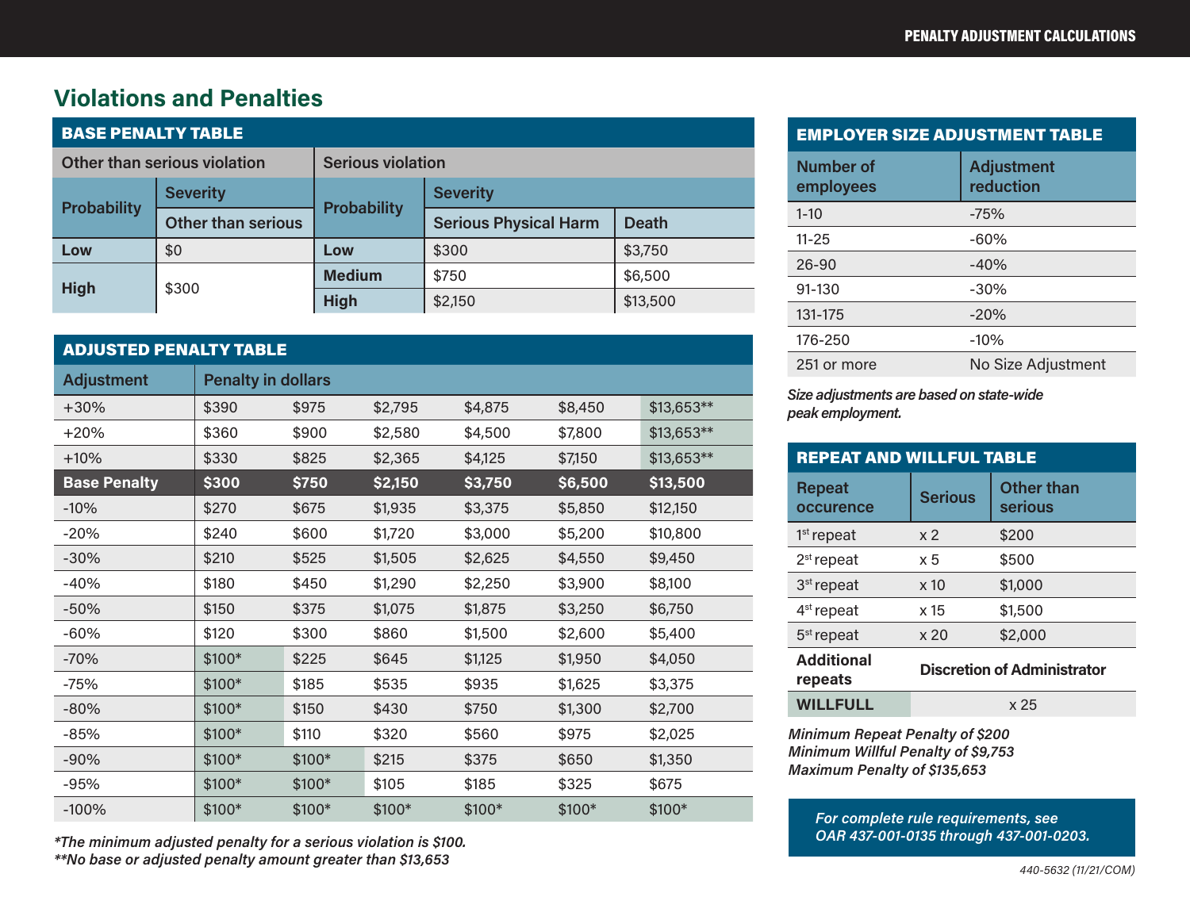## Violations and Penalties

### BASE PENALTY TABLE

| Other than serious violation | | Serious violation | | |
|---|---|---|---|---|
| Probability | Severity | Probability | Severity | |
| | Other than serious | | Serious Physical Harm | Death |
| Low | $0 | Low | $300 | $3,750 |
| High | $300 | Medium | $750 | $6,500 |
| | | High | $2,150 | $13,500 |

### ADJUSTED PENALTY TABLE

| Adjustment | Penalty in dollars | | | | | |
|---|---|---|---|---|---|---|
| +30% | $390 | $975 | $2,795 | $4,875 | $8,450 | $13,653** |
| +20% | $360 | $900 | $2,580 | $4,500 | $7,800 | $13,653** |
| +10% | $330 | $825 | $2,365 | $4,125 | $7,150 | $13,653** |
| **Base Penalty** | **$300** | **$750** | **$2,150** | **$3,750** | **$6,500** | **$13,500** |
| -10% | $270 | $675 | $1,935 | $3,375 | $5,850 | $12,150 |
| -20% | $240 | $600 | $1,720 | $3,000 | $5,200 | $10,800 |
| -30% | $210 | $525 | $1,505 | $2,625 | $4,550 | $9,450 |
| -40% | $180 | $450 | $1,290 | $2,250 | $3,900 | $8,100 |
| -50% | $150 | $375 | $1,075 | $1,875 | $3,250 | $6,750 |
| -60% | $120 | $300 | $860 | $1,500 | $2,600 | $5,400 |
| -70% | $100* | $225 | $645 | $1,125 | $1,950 | $4,050 |
| -75% | $100* | $185 | $535 | $935 | $1,625 | $3,375 |
| -80% | $100* | $150 | $430 | $750 | $1,300 | $2,700 |
| -85% | $100* | $110 | $320 | $560 | $975 | $2,025 |
| -90% | $100* | $100* | $215 | $375 | $650 | $1,350 |
| -95% | $100* | $100* | $105 | $185 | $325 | $675 |
| -100% | $100* | $100* | $100* | $100* | $100* | $100* |

****The minimum adjusted penalty for a serious violation is $100.***

*****No base or adjusted penalty amount greater than $13,653***

### EMPLOYER SIZE ADJUSTMENT TABLE

| Number of employees | Adjustment reduction |
|---|---|
| 1-10 | -75% |
| 11-25 | -60% |
| 26-90 | -40% |
| 91-130 | -30% |
| 131-175 | -20% |
| 176-250 | -10% |
| 251 or more | No Size Adjustment |

***Size adjustments are based on state-wide peak employment.***

### REPEAT AND WILLFUL TABLE

| Repeat occurence | Serious | Other than serious |
|---|---|---|
| 1st repeat | x 2 | $200 |
| 2st repeat | x 5 | $500 |
| 3st repeat | x 10 | $1,000 |
| 4st repeat | x 15 | $1,500 |
| 5st repeat | x 20 | $2,000 |
| **Additional repeats** | **Discretion of Administrator** | |
| **WILLFULL** | x 25 | |

***Minimum Repeat Penalty of $200***
***Minimum Willful Penalty of $9,753***
***Maximum Penalty of $135,653***

***For complete rule requirements, see OAR 437-001-0135 through 437-001-0203.***

*440-5632 (11/21/COM)*